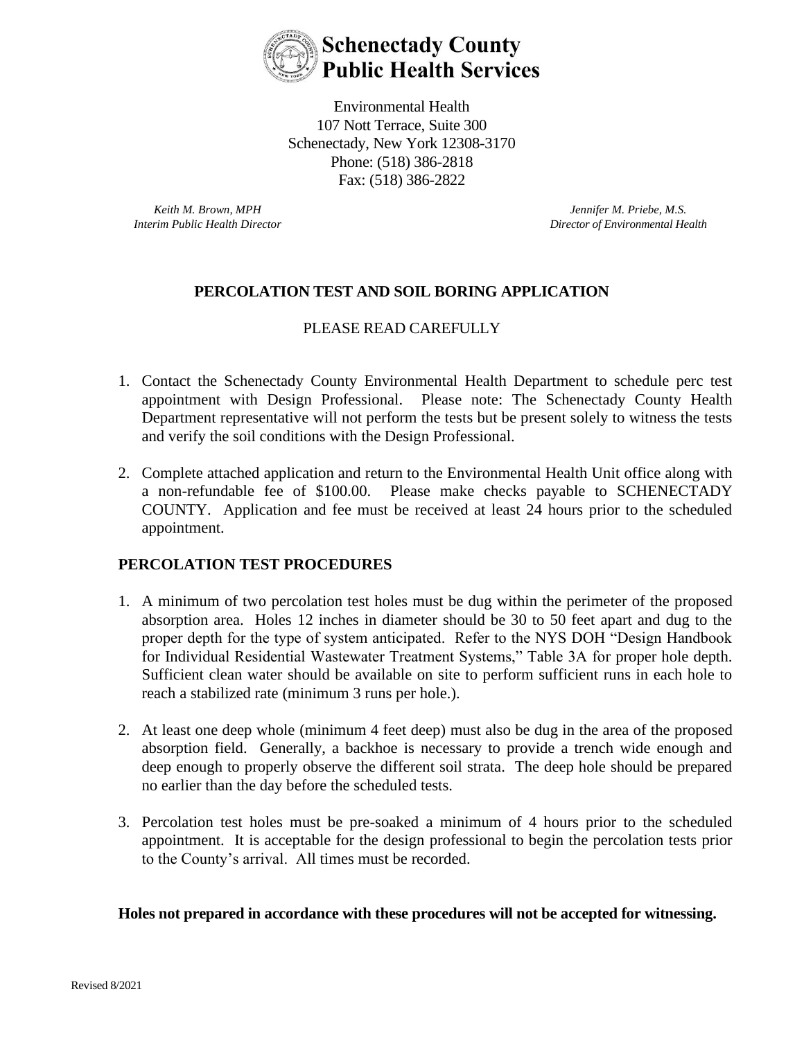# Schenectady County Public Health Services

Environmental Health
107 Nott Terrace, Suite 300
Schenectady, New York 12308-3170
Phone: (518) 386-2818
Fax: (518) 386-2822

*Keith M. Brown, MPH*
*Interim Public Health Director*

*Jennifer M. Priebe, M.S.*
*Director of Environmental Health*

## PERCOLATION TEST AND SOIL BORING APPLICATION

PLEASE READ CAREFULLY

1. Contact the Schenectady County Environmental Health Department to schedule perc test appointment with Design Professional. Please note: The Schenectady County Health Department representative will not perform the tests but be present solely to witness the tests and verify the soil conditions with the Design Professional.

2. Complete attached application and return to the Environmental Health Unit office along with a non-refundable fee of $100.00. Please make checks payable to SCHENECTADY COUNTY. Application and fee must be received at least 24 hours prior to the scheduled appointment.

### PERCOLATION TEST PROCEDURES

1. A minimum of two percolation test holes must be dug within the perimeter of the proposed absorption area. Holes 12 inches in diameter should be 30 to 50 feet apart and dug to the proper depth for the type of system anticipated. Refer to the NYS DOH "Design Handbook for Individual Residential Wastewater Treatment Systems," Table 3A for proper hole depth. Sufficient clean water should be available on site to perform sufficient runs in each hole to reach a stabilized rate (minimum 3 runs per hole.).

2. At least one deep whole (minimum 4 feet deep) must also be dug in the area of the proposed absorption field. Generally, a backhoe is necessary to provide a trench wide enough and deep enough to properly observe the different soil strata. The deep hole should be prepared no earlier than the day before the scheduled tests.

3. Percolation test holes must be pre-soaked a minimum of 4 hours prior to the scheduled appointment. It is acceptable for the design professional to begin the percolation tests prior to the County's arrival. All times must be recorded.

**Holes not prepared in accordance with these procedures will not be accepted for witnessing.**

Revised 8/2021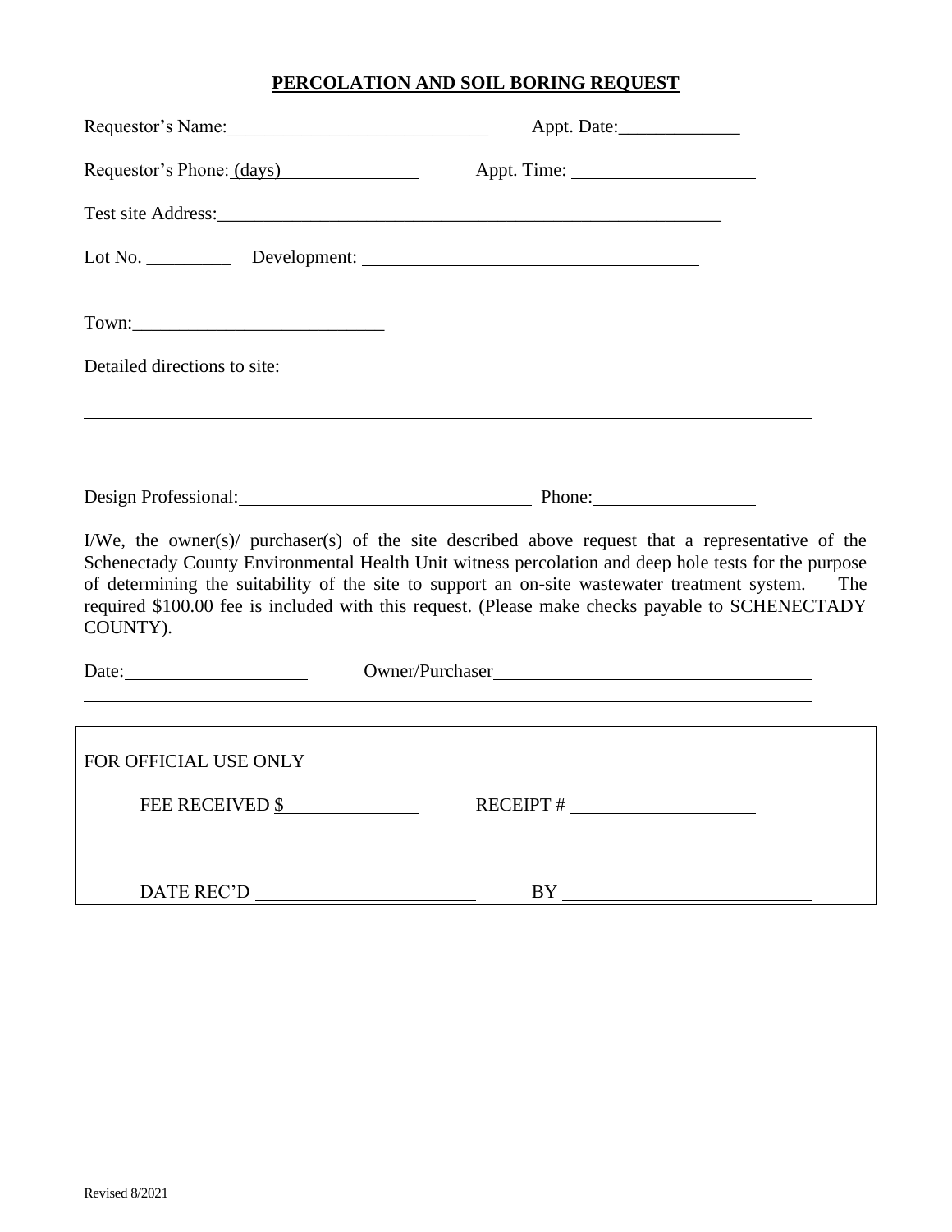# PERCOLATION AND SOIL BORING REQUEST

Requestor's Name:____________________________ Appt. Date:_____________

Requestor's Phone: (days)_______________ Appt. Time: ____________________

Test site Address:________________________________________________________

Lot No. _________ Development: ____________________________________

Town:___________________________

Detailed directions to site:_____________________________________________________

_______________________________________________________________________________

_______________________________________________________________________________

Design Professional:________________________________ Phone:_________________

I/We, the owner(s)/ purchaser(s) of the site described above request that a representative of the Schenectady County Environmental Health Unit witness percolation and deep hole tests for the purpose of determining the suitability of the site to support an on-site wastewater treatment system. The required $100.00 fee is included with this request. (Please make checks payable to SCHENECTADY COUNTY).

Date:____________________ Owner/Purchaser___________________________________

_______________________________________________________________________________

FOR OFFICIAL USE ONLY

FEE RECEIVED $_______________ RECEIPT # ____________________

DATE REC'D ________________________ BY ___________________________

Revised 8/2021